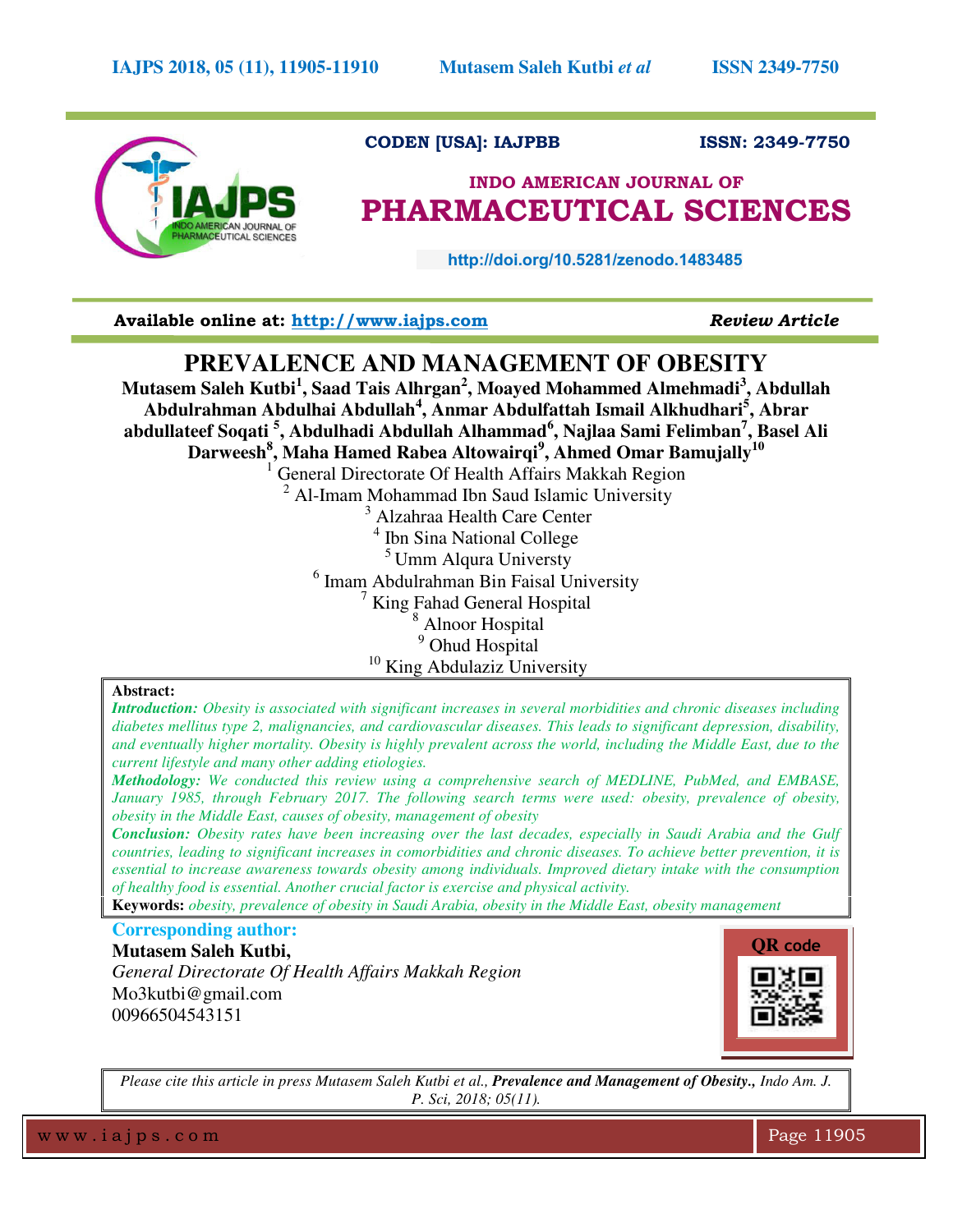CODEN [USA]: IAJPBB ISSN: 2349-7750

INDO AMERICAN JOURNAL OF
PHARMACEUTICAL SCIENCES

http://doi.org/10.5281/zenodo.1483485

Available online at: http://www.iajps.com *Review Article*

# PREVALENCE AND MANAGEMENT OF OBESITY

**Mutasem Saleh Kutbi[1], Saad Tais Alhrgan[2], Moayed Mohammed Almehmadi[3], Abdullah Abdulrahman Abdulhai Abdullah[4], Anmar Abdulfattah Ismail Alkhudhari[5], Abrar abdullateef Soqati [5], Abdulhadi Abdullah Alhammad[6], Najlaa Sami Felimban[7], Basel Ali Darweesh[8], Maha Hamed Rabea Altowairqi[9], Ahmed Omar Bamujally[10]**

[1] General Directorate Of Health Affairs Makkah Region
[2] Al-Imam Mohammad Ibn Saud Islamic University
[3] Alzahraa Health Care Center
[4] Ibn Sina National College
[5] Umm Alqura Universty
[6] Imam Abdulrahman Bin Faisal University
[7] King Fahad General Hospital
[8] Alnoor Hospital
[9] Ohud Hospital
[10] King Abdulaziz University

**Abstract:**

***Introduction:*** *Obesity is associated with significant increases in several morbidities and chronic diseases including diabetes mellitus type 2, malignancies, and cardiovascular diseases. This leads to significant depression, disability, and eventually higher mortality. Obesity is highly prevalent across the world, including the Middle East, due to the current lifestyle and many other adding etiologies.*

***Methodology:*** *We conducted this review using a comprehensive search of MEDLINE, PubMed, and EMBASE, January 1985, through February 2017. The following search terms were used: obesity, prevalence of obesity, obesity in the Middle East, causes of obesity, management of obesity*

***Conclusion:*** *Obesity rates have been increasing over the last decades, especially in Saudi Arabia and the Gulf countries, leading to significant increases in comorbidities and chronic diseases. To achieve better prevention, it is essential to increase awareness towards obesity among individuals. Improved dietary intake with the consumption of healthy food is essential. Another crucial factor is exercise and physical activity.*

**Keywords:** *obesity, prevalence of obesity in Saudi Arabia, obesity in the Middle East, obesity management*

**Corresponding author:**

**Mutasem Saleh Kutbi,**
*General Directorate Of Health Affairs Makkah Region*
Mo3kutbi@gmail.com
00966504543151

QR code

*Please cite this article in press Mutasem Saleh Kutbi et al.,* ***Prevalence and Management of Obesity.,*** *Indo Am. J. P. Sci, 2018; 05(11).*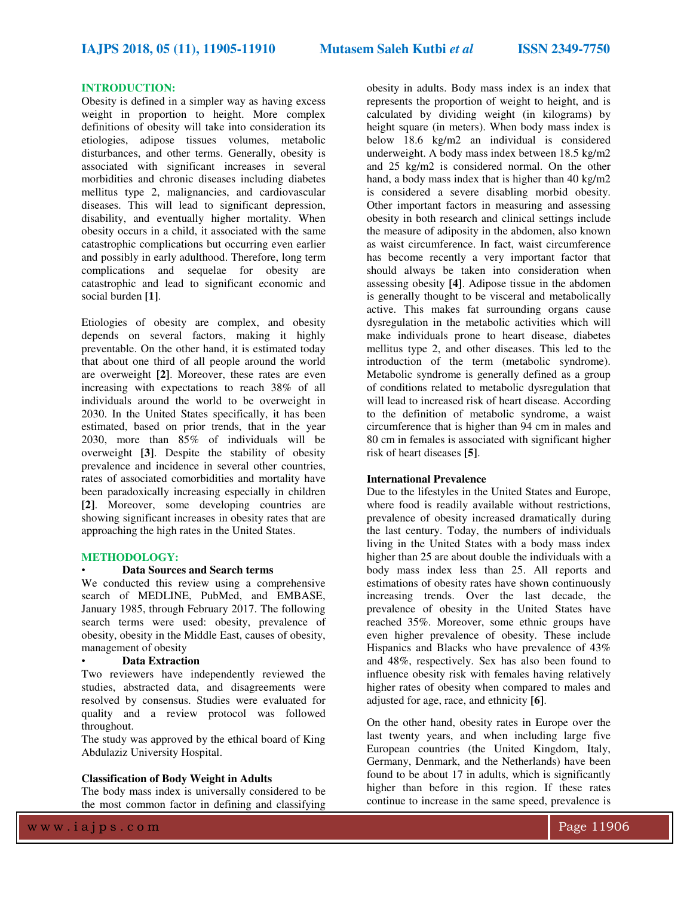## INTRODUCTION:

Obesity is defined in a simpler way as having excess weight in proportion to height. More complex definitions of obesity will take into consideration its etiologies, adipose tissues volumes, metabolic disturbances, and other terms. Generally, obesity is associated with significant increases in several morbidities and chronic diseases including diabetes mellitus type 2, malignancies, and cardiovascular diseases. This will lead to significant depression, disability, and eventually higher mortality. When obesity occurs in a child, it associated with the same catastrophic complications but occurring even earlier and possibly in early adulthood. Therefore, long term complications and sequelae for obesity are catastrophic and lead to significant economic and social burden **[1]**.

Etiologies of obesity are complex, and obesity depends on several factors, making it highly preventable. On the other hand, it is estimated today that about one third of all people around the world are overweight **[2]**. Moreover, these rates are even increasing with expectations to reach 38% of all individuals around the world to be overweight in 2030. In the United States specifically, it has been estimated, based on prior trends, that in the year 2030, more than 85% of individuals will be overweight **[3]**. Despite the stability of obesity prevalence and incidence in several other countries, rates of associated comorbidities and mortality have been paradoxically increasing especially in children **[2]**. Moreover, some developing countries are showing significant increases in obesity rates that are approaching the high rates in the United States.

## METHODOLOGY:

- **Data Sources and Search terms**

We conducted this review using a comprehensive search of MEDLINE, PubMed, and EMBASE, January 1985, through February 2017. The following search terms were used: obesity, prevalence of obesity, obesity in the Middle East, causes of obesity, management of obesity

- **Data Extraction**

Two reviewers have independently reviewed the studies, abstracted data, and disagreements were resolved by consensus. Studies were evaluated for quality and a review protocol was followed throughout.

The study was approved by the ethical board of King Abdulaziz University Hospital.

### Classification of Body Weight in Adults

The body mass index is universally considered to be the most common factor in defining and classifying obesity in adults. Body mass index is an index that represents the proportion of weight to height, and is calculated by dividing weight (in kilograms) by height square (in meters). When body mass index is below 18.6 kg/m2 an individual is considered underweight. A body mass index between 18.5 kg/m2 and 25 kg/m2 is considered normal. On the other hand, a body mass index that is higher than 40 kg/m2 is considered a severe disabling morbid obesity. Other important factors in measuring and assessing obesity in both research and clinical settings include the measure of adiposity in the abdomen, also known as waist circumference. In fact, waist circumference has become recently a very important factor that should always be taken into consideration when assessing obesity **[4]**. Adipose tissue in the abdomen is generally thought to be visceral and metabolically active. This makes fat surrounding organs cause dysregulation in the metabolic activities which will make individuals prone to heart disease, diabetes mellitus type 2, and other diseases. This led to the introduction of the term (metabolic syndrome). Metabolic syndrome is generally defined as a group of conditions related to metabolic dysregulation that will lead to increased risk of heart disease. According to the definition of metabolic syndrome, a waist circumference that is higher than 94 cm in males and 80 cm in females is associated with significant higher risk of heart diseases **[5]**.

### International Prevalence

Due to the lifestyles in the United States and Europe, where food is readily available without restrictions, prevalence of obesity increased dramatically during the last century. Today, the numbers of individuals living in the United States with a body mass index higher than 25 are about double the individuals with a body mass index less than 25. All reports and estimations of obesity rates have shown continuously increasing trends. Over the last decade, the prevalence of obesity in the United States have reached 35%. Moreover, some ethnic groups have even higher prevalence of obesity. These include Hispanics and Blacks who have prevalence of 43% and 48%, respectively. Sex has also been found to influence obesity risk with females having relatively higher rates of obesity when compared to males and adjusted for age, race, and ethnicity **[6]**.

On the other hand, obesity rates in Europe over the last twenty years, and when including large five European countries (the United Kingdom, Italy, Germany, Denmark, and the Netherlands) have been found to be about 17 in adults, which is significantly higher than before in this region. If these rates continue to increase in the same speed, prevalence is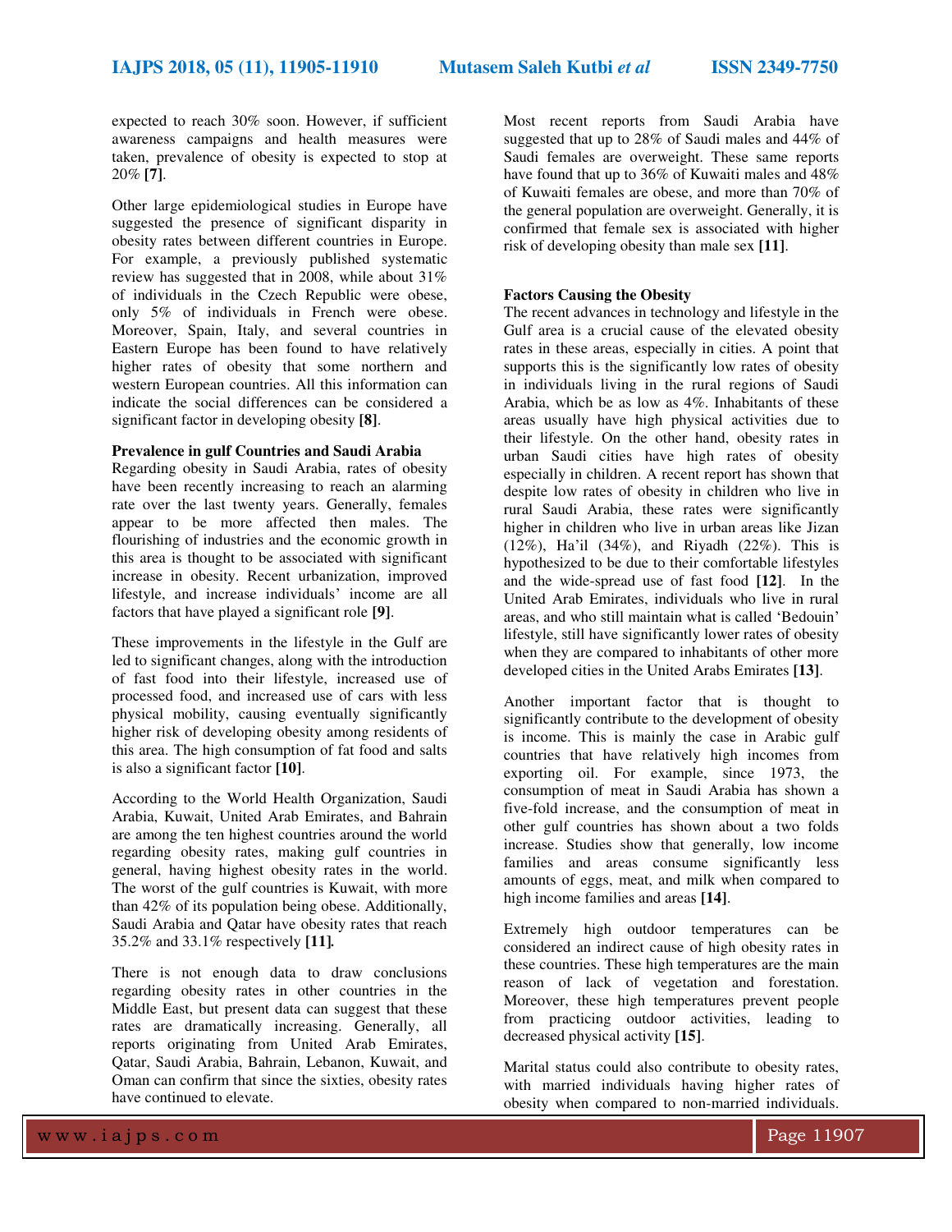expected to reach 30% soon. However, if sufficient awareness campaigns and health measures were taken, prevalence of obesity is expected to stop at 20% **[7]**.

Other large epidemiological studies in Europe have suggested the presence of significant disparity in obesity rates between different countries in Europe. For example, a previously published systematic review has suggested that in 2008, while about 31% of individuals in the Czech Republic were obese, only 5% of individuals in French were obese. Moreover, Spain, Italy, and several countries in Eastern Europe has been found to have relatively higher rates of obesity that some northern and western European countries. All this information can indicate the social differences can be considered a significant factor in developing obesity **[8]**.

**Prevalence in gulf Countries and Saudi Arabia**

Regarding obesity in Saudi Arabia, rates of obesity have been recently increasing to reach an alarming rate over the last twenty years. Generally, females appear to be more affected then males. The flourishing of industries and the economic growth in this area is thought to be associated with significant increase in obesity. Recent urbanization, improved lifestyle, and increase individuals' income are all factors that have played a significant role **[9]**.

These improvements in the lifestyle in the Gulf are led to significant changes, along with the introduction of fast food into their lifestyle, increased use of processed food, and increased use of cars with less physical mobility, causing eventually significantly higher risk of developing obesity among residents of this area. The high consumption of fat food and salts is also a significant factor **[10]**.

According to the World Health Organization, Saudi Arabia, Kuwait, United Arab Emirates, and Bahrain are among the ten highest countries around the world regarding obesity rates, making gulf countries in general, having highest obesity rates in the world. The worst of the gulf countries is Kuwait, with more than 42% of its population being obese. Additionally, Saudi Arabia and Qatar have obesity rates that reach 35.2% and 33.1% respectively **[11].**

There is not enough data to draw conclusions regarding obesity rates in other countries in the Middle East, but present data can suggest that these rates are dramatically increasing. Generally, all reports originating from United Arab Emirates, Qatar, Saudi Arabia, Bahrain, Lebanon, Kuwait, and Oman can confirm that since the sixties, obesity rates have continued to elevate.

Most recent reports from Saudi Arabia have suggested that up to 28% of Saudi males and 44% of Saudi females are overweight. These same reports have found that up to 36% of Kuwaiti males and 48% of Kuwaiti females are obese, and more than 70% of the general population are overweight. Generally, it is confirmed that female sex is associated with higher risk of developing obesity than male sex **[11]**.

**Factors Causing the Obesity**

The recent advances in technology and lifestyle in the Gulf area is a crucial cause of the elevated obesity rates in these areas, especially in cities. A point that supports this is the significantly low rates of obesity in individuals living in the rural regions of Saudi Arabia, which be as low as 4%. Inhabitants of these areas usually have high physical activities due to their lifestyle. On the other hand, obesity rates in urban Saudi cities have high rates of obesity especially in children. A recent report has shown that despite low rates of obesity in children who live in rural Saudi Arabia, these rates were significantly higher in children who live in urban areas like Jizan (12%), Ha'il (34%), and Riyadh (22%). This is hypothesized to be due to their comfortable lifestyles and the wide-spread use of fast food **[12]**. In the United Arab Emirates, individuals who live in rural areas, and who still maintain what is called 'Bedouin' lifestyle, still have significantly lower rates of obesity when they are compared to inhabitants of other more developed cities in the United Arabs Emirates **[13]**.

Another important factor that is thought to significantly contribute to the development of obesity is income. This is mainly the case in Arabic gulf countries that have relatively high incomes from exporting oil. For example, since 1973, the consumption of meat in Saudi Arabia has shown a five-fold increase, and the consumption of meat in other gulf countries has shown about a two folds increase. Studies show that generally, low income families and areas consume significantly less amounts of eggs, meat, and milk when compared to high income families and areas **[14]**.

Extremely high outdoor temperatures can be considered an indirect cause of high obesity rates in these countries. These high temperatures are the main reason of lack of vegetation and forestation. Moreover, these high temperatures prevent people from practicing outdoor activities, leading to decreased physical activity **[15]**.

Marital status could also contribute to obesity rates, with married individuals having higher rates of obesity when compared to non-married individuals.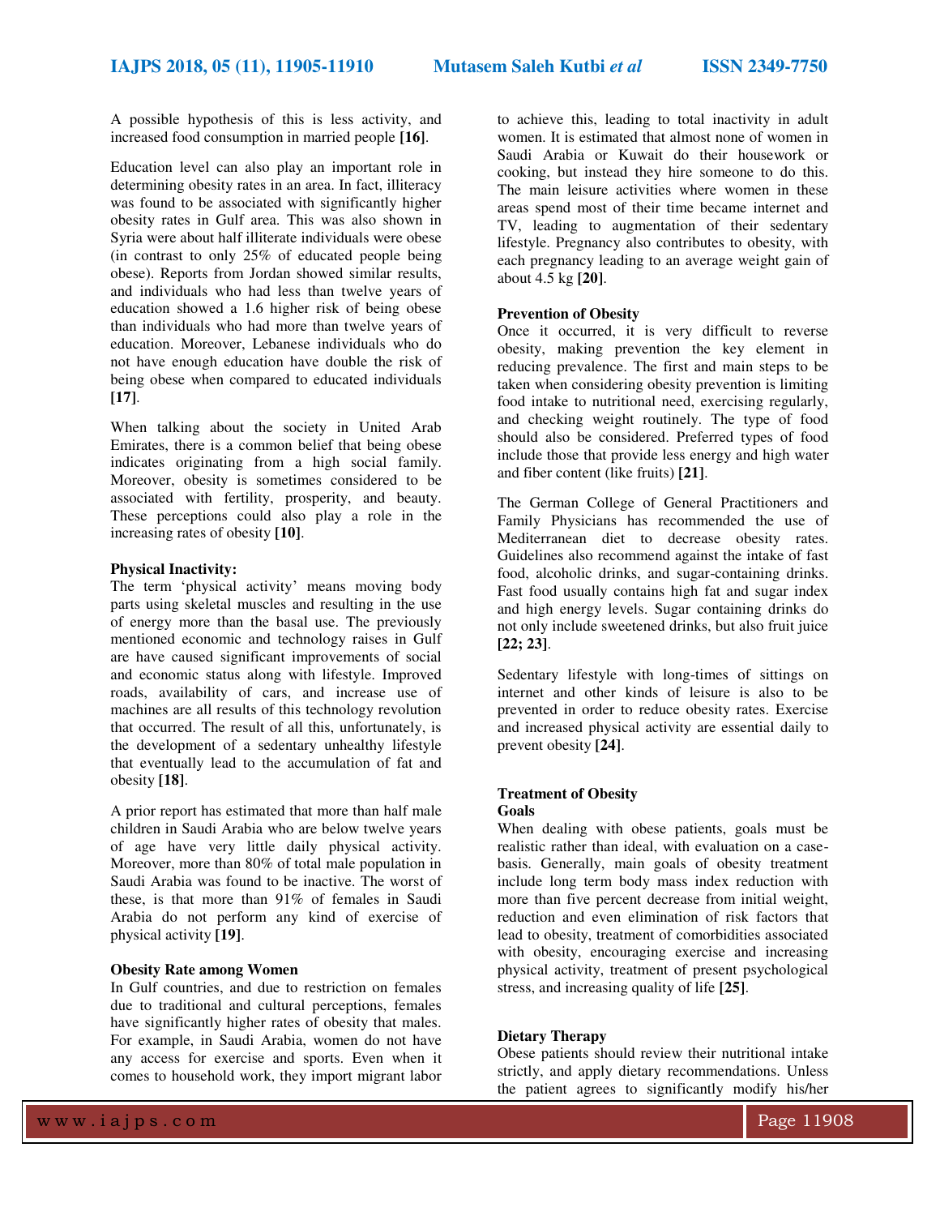A possible hypothesis of this is less activity, and increased food consumption in married people **[16]**.

Education level can also play an important role in determining obesity rates in an area. In fact, illiteracy was found to be associated with significantly higher obesity rates in Gulf area. This was also shown in Syria were about half illiterate individuals were obese (in contrast to only 25% of educated people being obese). Reports from Jordan showed similar results, and individuals who had less than twelve years of education showed a 1.6 higher risk of being obese than individuals who had more than twelve years of education. Moreover, Lebanese individuals who do not have enough education have double the risk of being obese when compared to educated individuals **[17]**.

When talking about the society in United Arab Emirates, there is a common belief that being obese indicates originating from a high social family. Moreover, obesity is sometimes considered to be associated with fertility, prosperity, and beauty. These perceptions could also play a role in the increasing rates of obesity **[10]**.

**Physical Inactivity:**

The term 'physical activity' means moving body parts using skeletal muscles and resulting in the use of energy more than the basal use. The previously mentioned economic and technology raises in Gulf are have caused significant improvements of social and economic status along with lifestyle. Improved roads, availability of cars, and increase use of machines are all results of this technology revolution that occurred. The result of all this, unfortunately, is the development of a sedentary unhealthy lifestyle that eventually lead to the accumulation of fat and obesity **[18]**.

A prior report has estimated that more than half male children in Saudi Arabia who are below twelve years of age have very little daily physical activity. Moreover, more than 80% of total male population in Saudi Arabia was found to be inactive. The worst of these, is that more than 91% of females in Saudi Arabia do not perform any kind of exercise of physical activity **[19]**.

**Obesity Rate among Women**

In Gulf countries, and due to restriction on females due to traditional and cultural perceptions, females have significantly higher rates of obesity that males. For example, in Saudi Arabia, women do not have any access for exercise and sports. Even when it comes to household work, they import migrant labor to achieve this, leading to total inactivity in adult women. It is estimated that almost none of women in Saudi Arabia or Kuwait do their housework or cooking, but instead they hire someone to do this. The main leisure activities where women in these areas spend most of their time became internet and TV, leading to augmentation of their sedentary lifestyle. Pregnancy also contributes to obesity, with each pregnancy leading to an average weight gain of about 4.5 kg **[20]**.

**Prevention of Obesity**

Once it occurred, it is very difficult to reverse obesity, making prevention the key element in reducing prevalence. The first and main steps to be taken when considering obesity prevention is limiting food intake to nutritional need, exercising regularly, and checking weight routinely. The type of food should also be considered. Preferred types of food include those that provide less energy and high water and fiber content (like fruits) **[21]**.

The German College of General Practitioners and Family Physicians has recommended the use of Mediterranean diet to decrease obesity rates. Guidelines also recommend against the intake of fast food, alcoholic drinks, and sugar-containing drinks. Fast food usually contains high fat and sugar index and high energy levels. Sugar containing drinks do not only include sweetened drinks, but also fruit juice **[22; 23]**.

Sedentary lifestyle with long-times of sittings on internet and other kinds of leisure is also to be prevented in order to reduce obesity rates. Exercise and increased physical activity are essential daily to prevent obesity **[24]**.

**Treatment of Obesity**

**Goals**

When dealing with obese patients, goals must be realistic rather than ideal, with evaluation on a case-basis. Generally, main goals of obesity treatment include long term body mass index reduction with more than five percent decrease from initial weight, reduction and even elimination of risk factors that lead to obesity, treatment of comorbidities associated with obesity, encouraging exercise and increasing physical activity, treatment of present psychological stress, and increasing quality of life **[25]**.

**Dietary Therapy**

Obese patients should review their nutritional intake strictly, and apply dietary recommendations. Unless the patient agrees to significantly modify his/her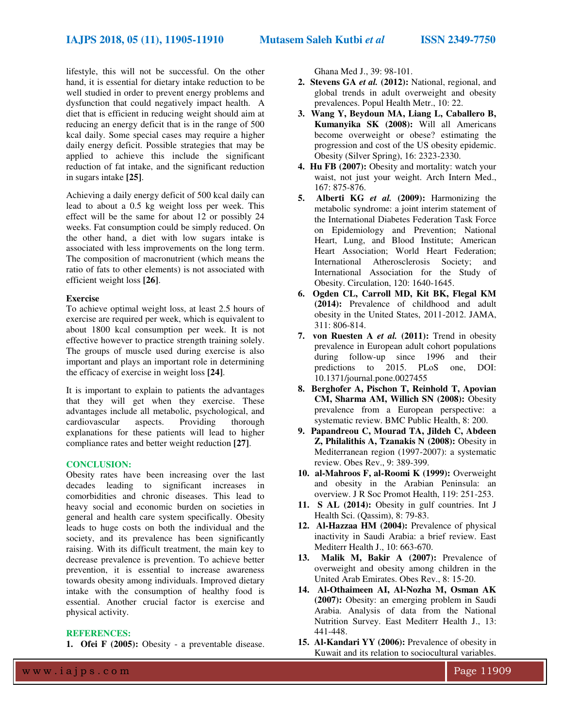lifestyle, this will not be successful. On the other hand, it is essential for dietary intake reduction to be well studied in order to prevent energy problems and dysfunction that could negatively impact health. A diet that is efficient in reducing weight should aim at reducing an energy deficit that is in the range of 500 kcal daily. Some special cases may require a higher daily energy deficit. Possible strategies that may be applied to achieve this include the significant reduction of fat intake, and the significant reduction in sugars intake **[25]**.

Achieving a daily energy deficit of 500 kcal daily can lead to about a 0.5 kg weight loss per week. This effect will be the same for about 12 or possibly 24 weeks. Fat consumption could be simply reduced. On the other hand, a diet with low sugars intake is associated with less improvements on the long term. The composition of macronutrient (which means the ratio of fats to other elements) is not associated with efficient weight loss **[26]**.

**Exercise**

To achieve optimal weight loss, at least 2.5 hours of exercise are required per week, which is equivalent to about 1800 kcal consumption per week. It is not effective however to practice strength training solely. The groups of muscle used during exercise is also important and plays an important role in determining the efficacy of exercise in weight loss **[24]**.

It is important to explain to patients the advantages that they will get when they exercise. These advantages include all metabolic, psychological, and cardiovascular aspects. Providing thorough explanations for these patients will lead to higher compliance rates and better weight reduction **[27]**.

## CONCLUSION:

Obesity rates have been increasing over the last decades leading to significant increases in comorbidities and chronic diseases. This lead to heavy social and economic burden on societies in general and health care system specifically. Obesity leads to huge costs on both the individual and the society, and its prevalence has been significantly raising. With its difficult treatment, the main key to decrease prevalence is prevention. To achieve better prevention, it is essential to increase awareness towards obesity among individuals. Improved dietary intake with the consumption of healthy food is essential. Another crucial factor is exercise and physical activity.

## REFERENCES:

1. **Ofei F (2005):** Obesity - a preventable disease. Ghana Med J., 39: 98-101.
2. **Stevens GA *et al.* (2012):** National, regional, and global trends in adult overweight and obesity prevalences. Popul Health Metr., 10: 22.
3. **Wang Y, Beydoun MA, Liang L, Caballero B, Kumanyika SK (2008):** Will all Americans become overweight or obese? estimating the progression and cost of the US obesity epidemic. Obesity (Silver Spring), 16: 2323-2330.
4. **Hu FB (2007):** Obesity and mortality: watch your waist, not just your weight. Arch Intern Med., 167: 875-876.
5. **Alberti KG *et al.* (2009):** Harmonizing the metabolic syndrome: a joint interim statement of the International Diabetes Federation Task Force on Epidemiology and Prevention; National Heart, Lung, and Blood Institute; American Heart Association; World Heart Federation; International Atherosclerosis Society; and International Association for the Study of Obesity. Circulation, 120: 1640-1645.
6. **Ogden CL, Carroll MD, Kit BK, Flegal KM (2014):** Prevalence of childhood and adult obesity in the United States, 2011-2012. JAMA, 311: 806-814.
7. **von Ruesten A *et al.* (2011):** Trend in obesity prevalence in European adult cohort populations during follow-up since 1996 and their predictions to 2015. PLoS one, DOI: 10.1371/journal.pone.0027455
8. **Berghofer A, Pischon T, Reinhold T, Apovian CM, Sharma AM, Willich SN (2008):** Obesity prevalence from a European perspective: a systematic review. BMC Public Health, 8: 200.
9. **Papandreou C, Mourad TA, Jildeh C, Abdeen Z, Philalithis A, Tzanakis N (2008):** Obesity in Mediterranean region (1997-2007): a systematic review. Obes Rev., 9: 389-399.
10. **al-Mahroos F, al-Roomi K (1999):** Overweight and obesity in the Arabian Peninsula: an overview. J R Soc Promot Health, 119: 251-253.
11. **S AL (2014):** Obesity in gulf countries. Int J Health Sci. (Qassim), 8: 79-83.
12. **Al-Hazzaa HM (2004):** Prevalence of physical inactivity in Saudi Arabia: a brief review. East Mediterr Health J., 10: 663-670.
13. **Malik M, Bakir A (2007):** Prevalence of overweight and obesity among children in the United Arab Emirates. Obes Rev., 8: 15-20.
14. **Al-Othaimeen AI, Al-Nozha M, Osman AK (2007):** Obesity: an emerging problem in Saudi Arabia. Analysis of data from the National Nutrition Survey. East Mediterr Health J., 13: 441-448.
15. **Al-Kandari YY (2006):** Prevalence of obesity in Kuwait and its relation to sociocultural variables.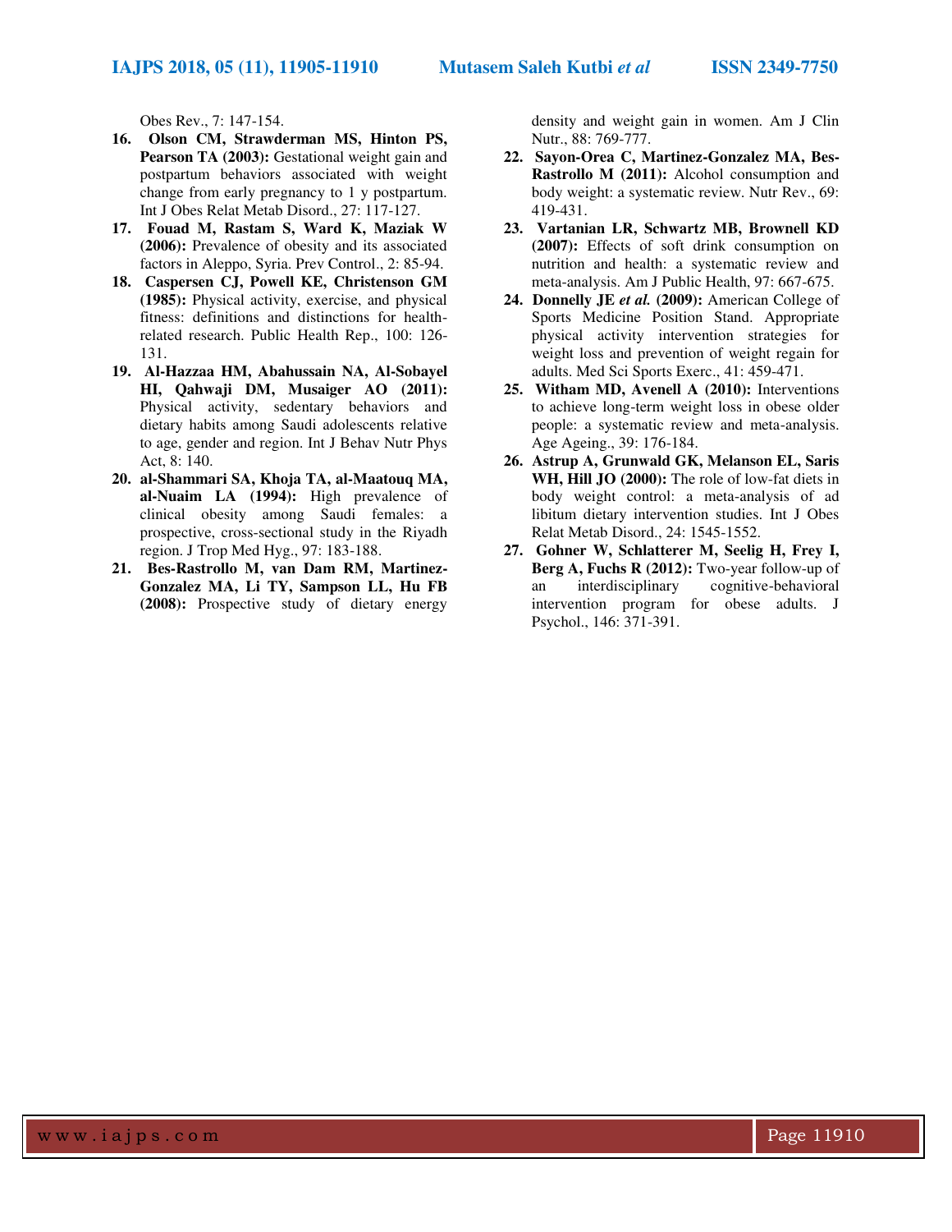Obes Rev., 7: 147-154.

16. **Olson CM, Strawderman MS, Hinton PS, Pearson TA (2003):** Gestational weight gain and postpartum behaviors associated with weight change from early pregnancy to 1 y postpartum. Int J Obes Relat Metab Disord., 27: 117-127.
17. **Fouad M, Rastam S, Ward K, Maziak W (2006):** Prevalence of obesity and its associated factors in Aleppo, Syria. Prev Control., 2: 85-94.
18. **Caspersen CJ, Powell KE, Christenson GM (1985):** Physical activity, exercise, and physical fitness: definitions and distinctions for health-related research. Public Health Rep., 100: 126-131.
19. **Al-Hazzaa HM, Abahussain NA, Al-Sobayel HI, Qahwaji DM, Musaiger AO (2011):** Physical activity, sedentary behaviors and dietary habits among Saudi adolescents relative to age, gender and region. Int J Behav Nutr Phys Act, 8: 140.
20. **al-Shammari SA, Khoja TA, al-Maatouq MA, al-Nuaim LA (1994):** High prevalence of clinical obesity among Saudi females: a prospective, cross-sectional study in the Riyadh region. J Trop Med Hyg., 97: 183-188.
21. **Bes-Rastrollo M, van Dam RM, Martinez-Gonzalez MA, Li TY, Sampson LL, Hu FB (2008):** Prospective study of dietary energy density and weight gain in women. Am J Clin Nutr., 88: 769-777.
22. **Sayon-Orea C, Martinez-Gonzalez MA, Bes-Rastrollo M (2011):** Alcohol consumption and body weight: a systematic review. Nutr Rev., 69: 419-431.
23. **Vartanian LR, Schwartz MB, Brownell KD (2007):** Effects of soft drink consumption on nutrition and health: a systematic review and meta-analysis. Am J Public Health, 97: 667-675.
24. **Donnelly JE *et al.* (2009):** American College of Sports Medicine Position Stand. Appropriate physical activity intervention strategies for weight loss and prevention of weight regain for adults. Med Sci Sports Exerc., 41: 459-471.
25. **Witham MD, Avenell A (2010):** Interventions to achieve long-term weight loss in obese older people: a systematic review and meta-analysis. Age Ageing., 39: 176-184.
26. **Astrup A, Grunwald GK, Melanson EL, Saris WH, Hill JO (2000):** The role of low-fat diets in body weight control: a meta-analysis of ad libitum dietary intervention studies. Int J Obes Relat Metab Disord., 24: 1545-1552.
27. **Gohner W, Schlatterer M, Seelig H, Frey I, Berg A, Fuchs R (2012):** Two-year follow-up of an interdisciplinary cognitive-behavioral intervention program for obese adults. J Psychol., 146: 371-391.